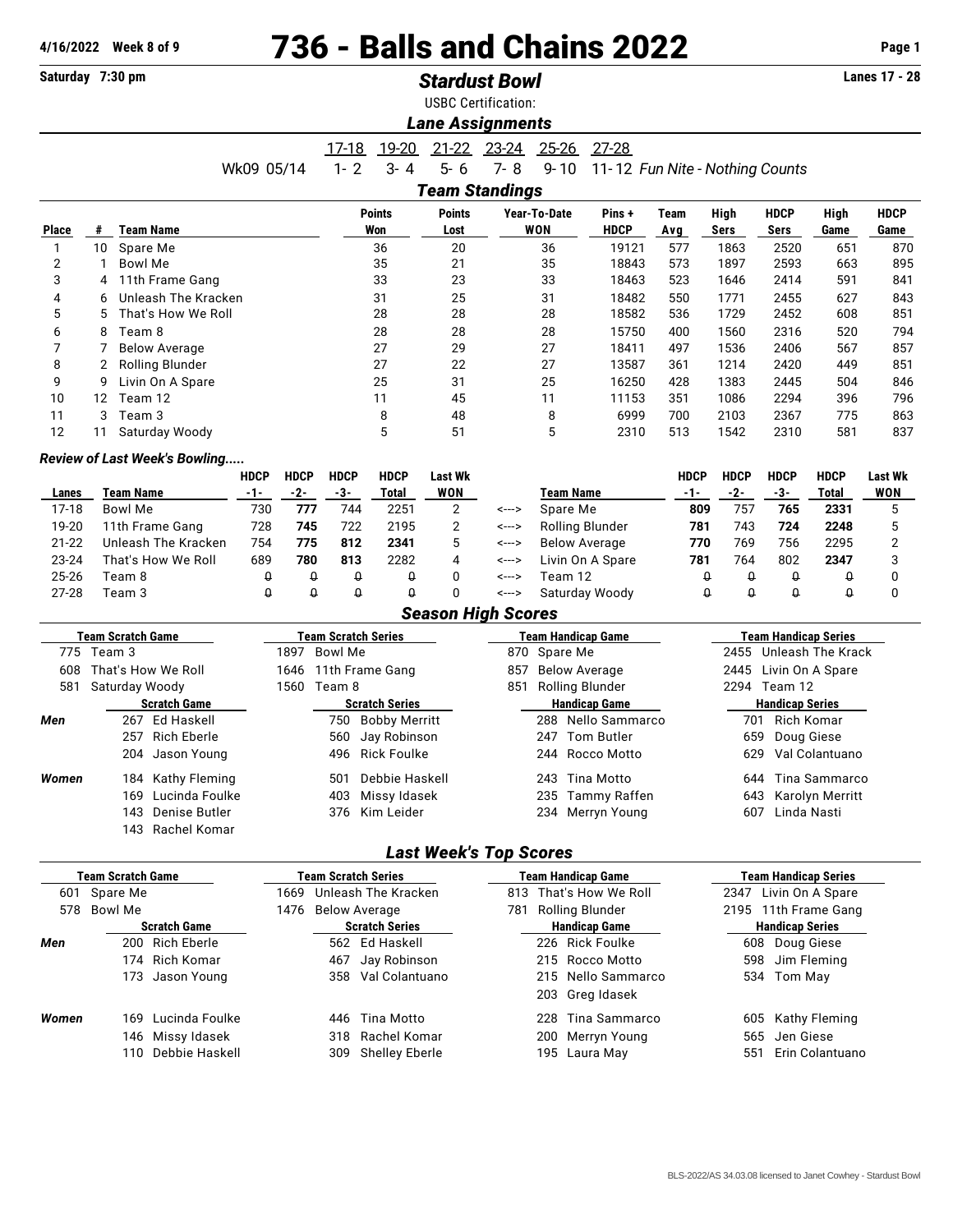4/16/2022 Week 8 of 9

# 736 - Balls and Chains 2022

Saturday 7:30 pm

## *Stardust Bowl*

Lanes 17 - 28

USBC Certification:

### *Lane Assignments*

| | 17-18 | 19-20 | 21-22 | 23-24 | 25-26 | 27-28 |
|---|---|---|---|---|---|---|
| Wk09 05/14 | 1- 2 | 3- 4 | 5- 6 | 7- 8 | 9- 10 | 11- 12 *Fun Nite - Nothing Counts* |

### *Team Standings*

| Place | # | Team Name | Points Won | Points Lost | Year-To-Date WON | Pins + HDCP | Team Avg | High Sers | HDCP Sers | High Game | HDCP Game |
|---|---|---|---|---|---|---|---|---|---|---|---|
| 1 | 10 | Spare Me | 36 | 20 | 36 | 19121 | 577 | 1863 | 2520 | 651 | 870 |
| 2 | 1 | Bowl Me | 35 | 21 | 35 | 18843 | 573 | 1897 | 2593 | 663 | 895 |
| 3 | 4 | 11th Frame Gang | 33 | 23 | 33 | 18463 | 523 | 1646 | 2414 | 591 | 841 |
| 4 | 6 | Unleash The Kracken | 31 | 25 | 31 | 18482 | 550 | 1771 | 2455 | 627 | 843 |
| 5 | 5 | That's How We Roll | 28 | 28 | 28 | 18582 | 536 | 1729 | 2452 | 608 | 851 |
| 6 | 8 | Team 8 | 28 | 28 | 28 | 15750 | 400 | 1560 | 2316 | 520 | 794 |
| 7 | 7 | Below Average | 27 | 29 | 27 | 18411 | 497 | 1536 | 2406 | 567 | 857 |
| 8 | 2 | Rolling Blunder | 27 | 22 | 27 | 13587 | 361 | 1214 | 2420 | 449 | 851 |
| 9 | 9 | Livin On A Spare | 25 | 31 | 25 | 16250 | 428 | 1383 | 2445 | 504 | 846 |
| 10 | 12 | Team 12 | 11 | 45 | 11 | 11153 | 351 | 1086 | 2294 | 396 | 796 |
| 11 | 3 | Team 3 | 8 | 48 | 8 | 6999 | 700 | 2103 | 2367 | 775 | 863 |
| 12 | 11 | Saturday Woody | 5 | 51 | 5 | 2310 | 513 | 1542 | 2310 | 581 | 837 |

### *Review of Last Week's Bowling.....*

| Lanes | Team Name | HDCP -1- | HDCP -2- | HDCP -3- | HDCP Total | Last Wk WON | | Team Name | HDCP -1- | HDCP -2- | HDCP -3- | HDCP Total | Last Wk WON |
|---|---|---|---|---|---|---|---|---|---|---|---|---|---|
| 17-18 | Bowl Me | 730 | **777** | 744 | 2251 | 2 | <---> | Spare Me | **809** | 757 | **765** | **2331** | 5 |
| 19-20 | 11th Frame Gang | 728 | **745** | 722 | 2195 | 2 | <---> | Rolling Blunder | **781** | 743 | **724** | **2248** | 5 |
| 21-22 | Unleash The Kracken | 754 | **775** | **812** | **2341** | 5 | <---> | Below Average | **770** | 769 | 756 | 2295 | 2 |
| 23-24 | That's How We Roll | 689 | **780** | **813** | 2282 | 4 | <---> | Livin On A Spare | **781** | 764 | 802 | **2347** | 3 |
| 25-26 | Team 8 | 0 | 0 | 0 | 0 | 0 | <---> | Team 12 | 0 | 0 | 0 | 0 | 0 |
| 27-28 | Team 3 | 0 | 0 | 0 | 0 | 0 | <---> | Saturday Woody | 0 | 0 | 0 | 0 | 0 |

### *Season High Scores*

| Team Scratch Game | Team Scratch Series | Team Handicap Game | Team Handicap Series |
|---|---|---|---|
| 775 Team 3 | 1897 Bowl Me | 870 Spare Me | 2455 Unleash The Krack |
| 608 That's How We Roll | 1646 11th Frame Gang | 857 Below Average | 2445 Livin On A Spare |
| 581 Saturday Woody | 1560 Team 8 | 851 Rolling Blunder | 2294 Team 12 |

| | Scratch Game | Scratch Series | Handicap Game | Handicap Series |
|---|---|---|---|---|
| *Men* | 267 Ed Haskell | 750 Bobby Merritt | 288 Nello Sammarco | 701 Rich Komar |
| | 257 Rich Eberle | 560 Jay Robinson | 247 Tom Butler | 659 Doug Giese |
| | 204 Jason Young | 496 Rick Foulke | 244 Rocco Motto | 629 Val Colantuano |
| *Women* | 184 Kathy Fleming | 501 Debbie Haskell | 243 Tina Motto | 644 Tina Sammarco |
| | 169 Lucinda Foulke | 403 Missy Idasek | 235 Tammy Raffen | 643 Karolyn Merritt |
| | 143 Denise Butler | 376 Kim Leider | 234 Merryn Young | 607 Linda Nasti |
| | 143 Rachel Komar | | | |

### *Last Week's Top Scores*

| Team Scratch Game | Team Scratch Series | Team Handicap Game | Team Handicap Series |
|---|---|---|---|
| 601 Spare Me | 1669 Unleash The Kracken | 813 That's How We Roll | 2347 Livin On A Spare |
| 578 Bowl Me | 1476 Below Average | 781 Rolling Blunder | 2195 11th Frame Gang |

| | Scratch Game | Scratch Series | Handicap Game | Handicap Series |
|---|---|---|---|---|
| *Men* | 200 Rich Eberle | 562 Ed Haskell | 226 Rick Foulke | 608 Doug Giese |
| | 174 Rich Komar | 467 Jay Robinson | 215 Rocco Motto | 598 Jim Fleming |
| | 173 Jason Young | 358 Val Colantuano | 215 Nello Sammarco | 534 Tom May |
| | | | 203 Greg Idasek | |
| *Women* | 169 Lucinda Foulke | 446 Tina Motto | 228 Tina Sammarco | 605 Kathy Fleming |
| | 146 Missy Idasek | 318 Rachel Komar | 200 Merryn Young | 565 Jen Giese |
| | 110 Debbie Haskell | 309 Shelley Eberle | 195 Laura May | 551 Erin Colantuano |

BLS-2022/AS 34.03.08 licensed to Janet Cowhey - Stardust Bowl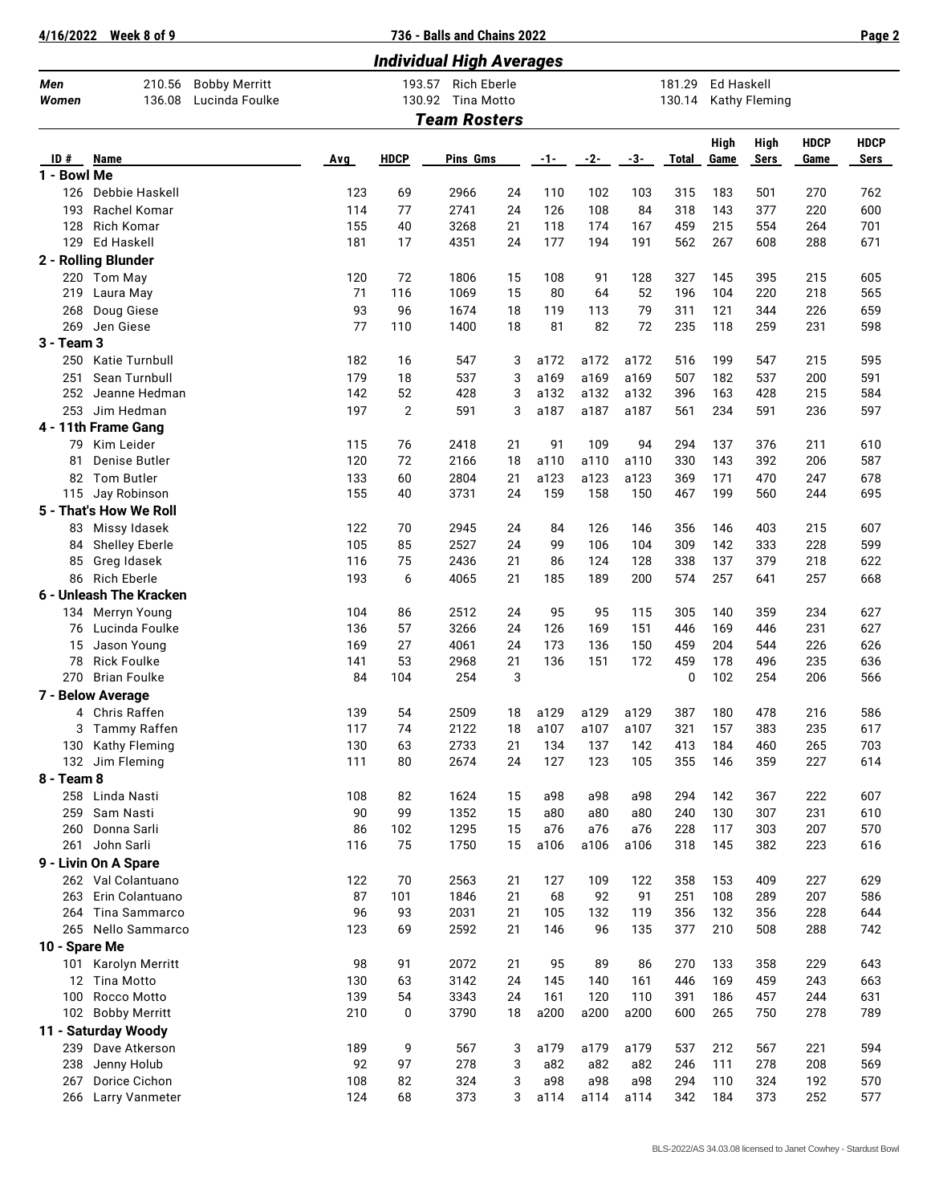## Individual High Averages

| | | | | | | |
|---|---|---|---|---|---|---|
| **Men** | 210.56 | Bobby Merritt | 193.57 | Rich Eberle | 181.29 | Ed Haskell |
| **Women** | 136.08 | Lucinda Foulke | 130.92 | Tina Motto | 130.14 | Kathy Fleming |

## Team Rosters

| ID # | Name | Avg | HDCP | Pins | Gms | -1- | -2- | -3- | Total | High Game | High Sers | HDCP Game | HDCP Sers |
|---|---|---|---|---|---|---|---|---|---|---|---|---|---|
| **1 - Bowl Me** | | | | | | | | | | | | | |
| 126 | Debbie Haskell | 123 | 69 | 2966 | 24 | 110 | 102 | 103 | 315 | 183 | 501 | 270 | 762 |
| 193 | Rachel Komar | 114 | 77 | 2741 | 24 | 126 | 108 | 84 | 318 | 143 | 377 | 220 | 600 |
| 128 | Rich Komar | 155 | 40 | 3268 | 21 | 118 | 174 | 167 | 459 | 215 | 554 | 264 | 701 |
| 129 | Ed Haskell | 181 | 17 | 4351 | 24 | 177 | 194 | 191 | 562 | 267 | 608 | 288 | 671 |
| **2 - Rolling Blunder** | | | | | | | | | | | | | |
| 220 | Tom May | 120 | 72 | 1806 | 15 | 108 | 91 | 128 | 327 | 145 | 395 | 215 | 605 |
| 219 | Laura May | 71 | 116 | 1069 | 15 | 80 | 64 | 52 | 196 | 104 | 220 | 218 | 565 |
| 268 | Doug Giese | 93 | 96 | 1674 | 18 | 119 | 113 | 79 | 311 | 121 | 344 | 226 | 659 |
| 269 | Jen Giese | 77 | 110 | 1400 | 18 | 81 | 82 | 72 | 235 | 118 | 259 | 231 | 598 |
| **3 - Team 3** | | | | | | | | | | | | | |
| 250 | Katie Turnbull | 182 | 16 | 547 | 3 | a172 | a172 | a172 | 516 | 199 | 547 | 215 | 595 |
| 251 | Sean Turnbull | 179 | 18 | 537 | 3 | a169 | a169 | a169 | 507 | 182 | 537 | 200 | 591 |
| 252 | Jeanne Hedman | 142 | 52 | 428 | 3 | a132 | a132 | a132 | 396 | 163 | 428 | 215 | 584 |
| 253 | Jim Hedman | 197 | 2 | 591 | 3 | a187 | a187 | a187 | 561 | 234 | 591 | 236 | 597 |
| **4 - 11th Frame Gang** | | | | | | | | | | | | | |
| 79 | Kim Leider | 115 | 76 | 2418 | 21 | 91 | 109 | 94 | 294 | 137 | 376 | 211 | 610 |
| 81 | Denise Butler | 120 | 72 | 2166 | 18 | a110 | a110 | a110 | 330 | 143 | 392 | 206 | 587 |
| 82 | Tom Butler | 133 | 60 | 2804 | 21 | a123 | a123 | a123 | 369 | 171 | 470 | 247 | 678 |
| 115 | Jay Robinson | 155 | 40 | 3731 | 24 | 159 | 158 | 150 | 467 | 199 | 560 | 244 | 695 |
| **5 - That's How We Roll** | | | | | | | | | | | | | |
| 83 | Missy Idasek | 122 | 70 | 2945 | 24 | 84 | 126 | 146 | 356 | 146 | 403 | 215 | 607 |
| 84 | Shelley Eberle | 105 | 85 | 2527 | 24 | 99 | 106 | 104 | 309 | 142 | 333 | 228 | 599 |
| 85 | Greg Idasek | 116 | 75 | 2436 | 21 | 86 | 124 | 128 | 338 | 137 | 379 | 218 | 622 |
| 86 | Rich Eberle | 193 | 6 | 4065 | 21 | 185 | 189 | 200 | 574 | 257 | 641 | 257 | 668 |
| **6 - Unleash The Kracken** | | | | | | | | | | | | | |
| 134 | Merryn Young | 104 | 86 | 2512 | 24 | 95 | 95 | 115 | 305 | 140 | 359 | 234 | 627 |
| 76 | Lucinda Foulke | 136 | 57 | 3266 | 24 | 126 | 169 | 151 | 446 | 169 | 446 | 231 | 627 |
| 15 | Jason Young | 169 | 27 | 4061 | 24 | 173 | 136 | 150 | 459 | 204 | 544 | 226 | 626 |
| 78 | Rick Foulke | 141 | 53 | 2968 | 21 | 136 | 151 | 172 | 459 | 178 | 496 | 235 | 636 |
| 270 | Brian Foulke | 84 | 104 | 254 | 3 | | | | 0 | 102 | 254 | 206 | 566 |
| **7 - Below Average** | | | | | | | | | | | | | |
| 4 | Chris Raffen | 139 | 54 | 2509 | 18 | a129 | a129 | a129 | 387 | 180 | 478 | 216 | 586 |
| 3 | Tammy Raffen | 117 | 74 | 2122 | 18 | a107 | a107 | a107 | 321 | 157 | 383 | 235 | 617 |
| 130 | Kathy Fleming | 130 | 63 | 2733 | 21 | 134 | 137 | 142 | 413 | 184 | 460 | 265 | 703 |
| 132 | Jim Fleming | 111 | 80 | 2674 | 24 | 127 | 123 | 105 | 355 | 146 | 359 | 227 | 614 |
| **8 - Team 8** | | | | | | | | | | | | | |
| 258 | Linda Nasti | 108 | 82 | 1624 | 15 | a98 | a98 | a98 | 294 | 142 | 367 | 222 | 607 |
| 259 | Sam Nasti | 90 | 99 | 1352 | 15 | a80 | a80 | a80 | 240 | 130 | 307 | 231 | 610 |
| 260 | Donna Sarli | 86 | 102 | 1295 | 15 | a76 | a76 | a76 | 228 | 117 | 303 | 207 | 570 |
| 261 | John Sarli | 116 | 75 | 1750 | 15 | a106 | a106 | a106 | 318 | 145 | 382 | 223 | 616 |
| **9 - Livin On A Spare** | | | | | | | | | | | | | |
| 262 | Val Colantuano | 122 | 70 | 2563 | 21 | 127 | 109 | 122 | 358 | 153 | 409 | 227 | 629 |
| 263 | Erin Colantuano | 87 | 101 | 1846 | 21 | 68 | 92 | 91 | 251 | 108 | 289 | 207 | 586 |
| 264 | Tina Sammarco | 96 | 93 | 2031 | 21 | 105 | 132 | 119 | 356 | 132 | 356 | 228 | 644 |
| 265 | Nello Sammarco | 123 | 69 | 2592 | 21 | 146 | 96 | 135 | 377 | 210 | 508 | 288 | 742 |
| **10 - Spare Me** | | | | | | | | | | | | | |
| 101 | Karolyn Merritt | 98 | 91 | 2072 | 21 | 95 | 89 | 86 | 270 | 133 | 358 | 229 | 643 |
| 12 | Tina Motto | 130 | 63 | 3142 | 24 | 145 | 140 | 161 | 446 | 169 | 459 | 243 | 663 |
| 100 | Rocco Motto | 139 | 54 | 3343 | 24 | 161 | 120 | 110 | 391 | 186 | 457 | 244 | 631 |
| 102 | Bobby Merritt | 210 | 0 | 3790 | 18 | a200 | a200 | a200 | 600 | 265 | 750 | 278 | 789 |
| **11 - Saturday Woody** | | | | | | | | | | | | | |
| 239 | Dave Atkerson | 189 | 9 | 567 | 3 | a179 | a179 | a179 | 537 | 212 | 567 | 221 | 594 |
| 238 | Jenny Holub | 92 | 97 | 278 | 3 | a82 | a82 | a82 | 246 | 111 | 278 | 208 | 569 |
| 267 | Dorice Cichon | 108 | 82 | 324 | 3 | a98 | a98 | a98 | 294 | 110 | 324 | 192 | 570 |
| 266 | Larry Vanmeter | 124 | 68 | 373 | 3 | a114 | a114 | a114 | 342 | 184 | 373 | 252 | 577 |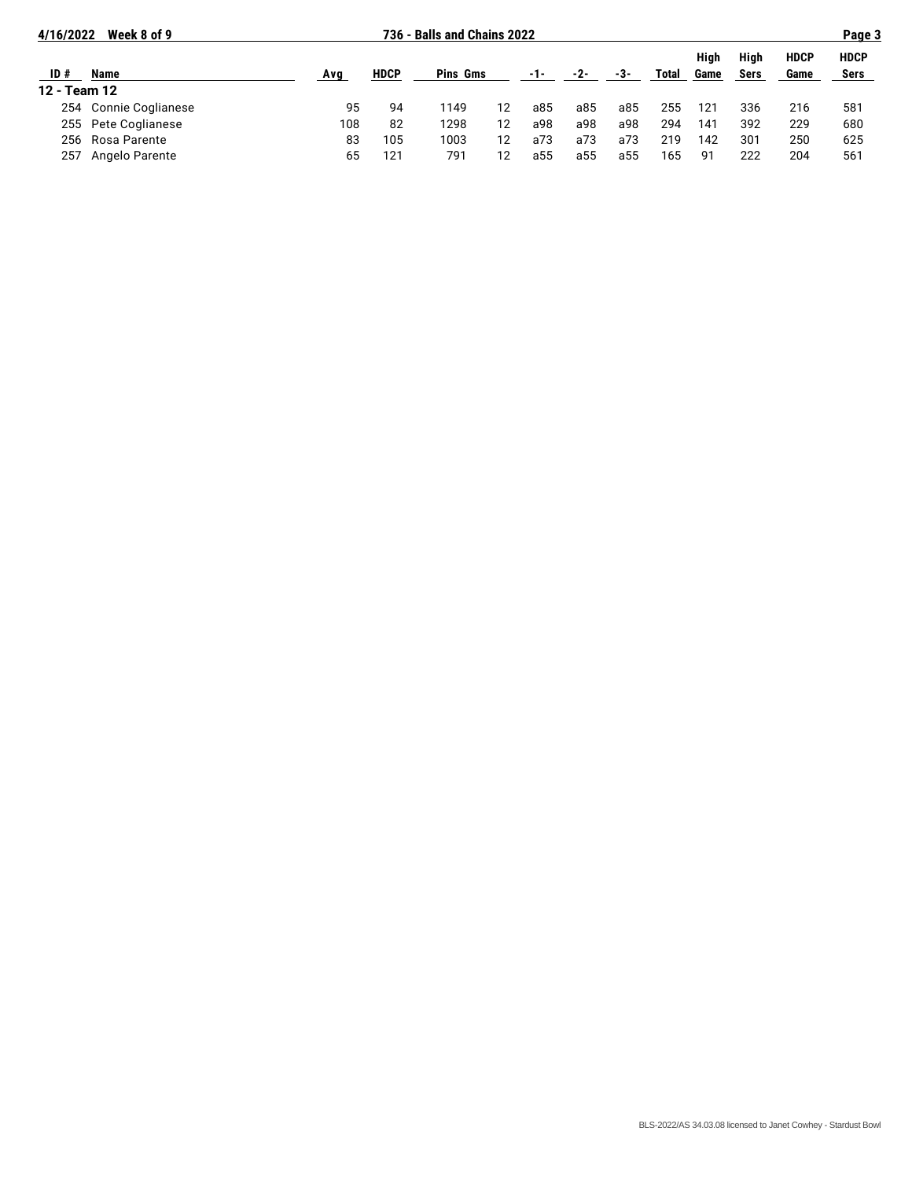| ID # | Name | Avg | HDCP | Pins | Gms | -1- | -2- | -3- | Total | High Game | High Sers | HDCP Game | HDCP Sers |
|---|---|---|---|---|---|---|---|---|---|---|---|---|---|
| **12 - Team 12** | | | | | | | | | | | | | |
| 254 | Connie Coglianese | 95 | 94 | 1149 | 12 | a85 | a85 | a85 | 255 | 121 | 336 | 216 | 581 |
| 255 | Pete Coglianese | 108 | 82 | 1298 | 12 | a98 | a98 | a98 | 294 | 141 | 392 | 229 | 680 |
| 256 | Rosa Parente | 83 | 105 | 1003 | 12 | a73 | a73 | a73 | 219 | 142 | 301 | 250 | 625 |
| 257 | Angelo Parente | 65 | 121 | 791 | 12 | a55 | a55 | a55 | 165 | 91 | 222 | 204 | 561 |